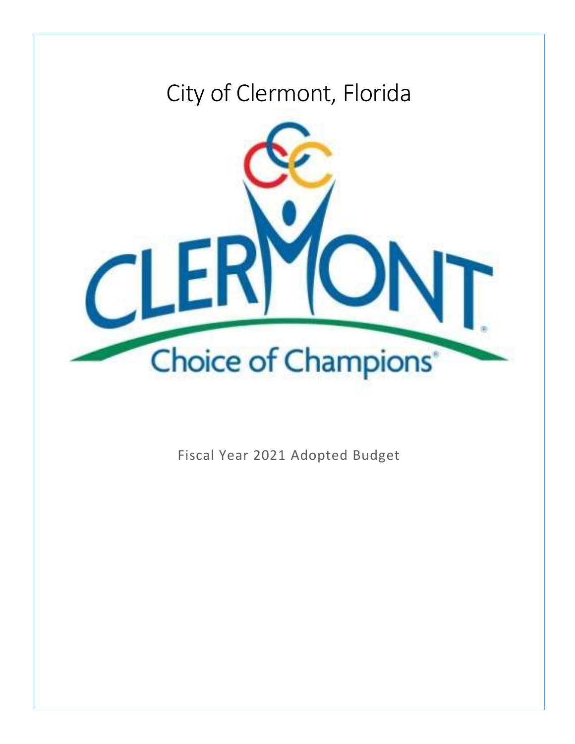# City of Clermont, Florida

CLERMONT

Choice of Champions

Fiscal Year 2021 Adopted Budget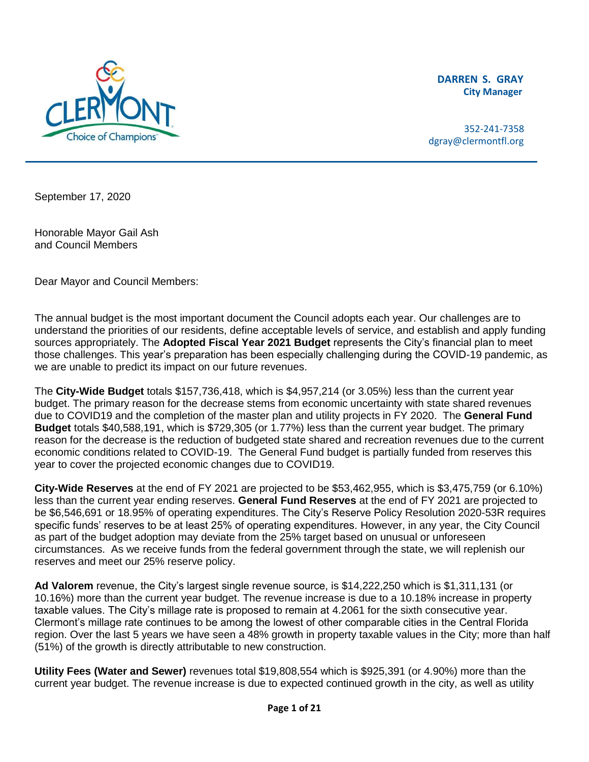**DARREN S. GRAY**
**City Manager**

352-241-7358
dgray@clermontfl.org

September 17, 2020

Honorable Mayor Gail Ash
and Council Members

Dear Mayor and Council Members:

The annual budget is the most important document the Council adopts each year. Our challenges are to understand the priorities of our residents, define acceptable levels of service, and establish and apply funding sources appropriately. The **Adopted Fiscal Year 2021 Budget** represents the City's financial plan to meet those challenges. This year's preparation has been especially challenging during the COVID-19 pandemic, as we are unable to predict its impact on our future revenues.

The **City-Wide Budget** totals $157,736,418, which is $4,957,214 (or 3.05%) less than the current year budget. The primary reason for the decrease stems from economic uncertainty with state shared revenues due to COVID19 and the completion of the master plan and utility projects in FY 2020. The **General Fund Budget** totals $40,588,191, which is $729,305 (or 1.77%) less than the current year budget. The primary reason for the decrease is the reduction of budgeted state shared and recreation revenues due to the current economic conditions related to COVID-19. The General Fund budget is partially funded from reserves this year to cover the projected economic changes due to COVID19.

**City-Wide Reserves** at the end of FY 2021 are projected to be $53,462,955, which is $3,475,759 (or 6.10%) less than the current year ending reserves. **General Fund Reserves** at the end of FY 2021 are projected to be $6,546,691 or 18.95% of operating expenditures. The City's Reserve Policy Resolution 2020-53R requires specific funds' reserves to be at least 25% of operating expenditures. However, in any year, the City Council as part of the budget adoption may deviate from the 25% target based on unusual or unforeseen circumstances. As we receive funds from the federal government through the state, we will replenish our reserves and meet our 25% reserve policy.

**Ad Valorem** revenue, the City's largest single revenue source, is $14,222,250 which is $1,311,131 (or 10.16%) more than the current year budget. The revenue increase is due to a 10.18% increase in property taxable values. The City's millage rate is proposed to remain at 4.2061 for the sixth consecutive year. Clermont's millage rate continues to be among the lowest of other comparable cities in the Central Florida region. Over the last 5 years we have seen a 48% growth in property taxable values in the City; more than half (51%) of the growth is directly attributable to new construction.

**Utility Fees (Water and Sewer)** revenues total $19,808,554 which is $925,391 (or 4.90%) more than the current year budget. The revenue increase is due to expected continued growth in the city, as well as utility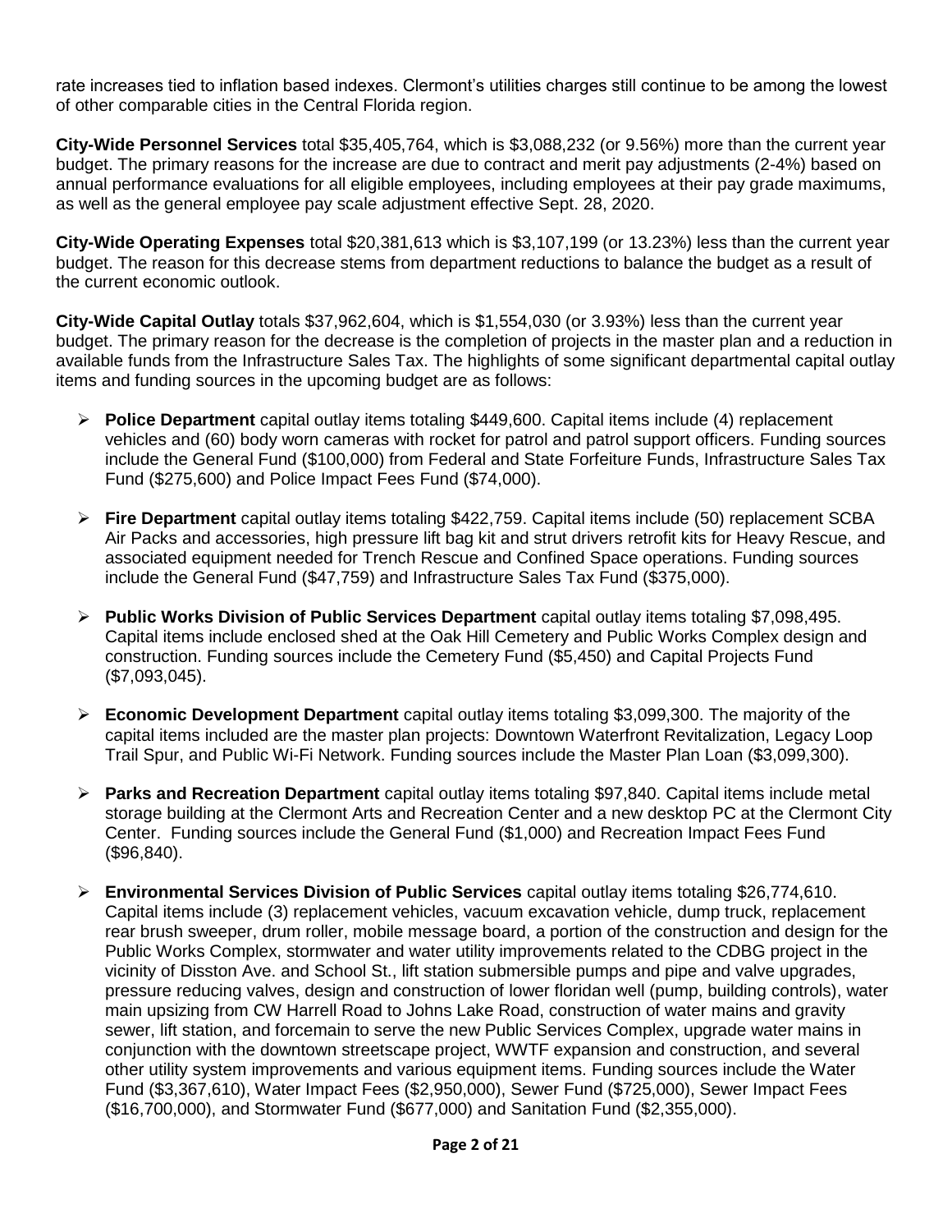rate increases tied to inflation based indexes. Clermont's utilities charges still continue to be among the lowest of other comparable cities in the Central Florida region.

**City-Wide Personnel Services** total $35,405,764, which is $3,088,232 (or 9.56%) more than the current year budget. The primary reasons for the increase are due to contract and merit pay adjustments (2-4%) based on annual performance evaluations for all eligible employees, including employees at their pay grade maximums, as well as the general employee pay scale adjustment effective Sept. 28, 2020.

**City-Wide Operating Expenses** total $20,381,613 which is $3,107,199 (or 13.23%) less than the current year budget. The reason for this decrease stems from department reductions to balance the budget as a result of the current economic outlook.

**City-Wide Capital Outlay** totals $37,962,604, which is $1,554,030 (or 3.93%) less than the current year budget. The primary reason for the decrease is the completion of projects in the master plan and a reduction in available funds from the Infrastructure Sales Tax. The highlights of some significant departmental capital outlay items and funding sources in the upcoming budget are as follows:

- **Police Department** capital outlay items totaling $449,600. Capital items include (4) replacement vehicles and (60) body worn cameras with rocket for patrol and patrol support officers. Funding sources include the General Fund ($100,000) from Federal and State Forfeiture Funds, Infrastructure Sales Tax Fund ($275,600) and Police Impact Fees Fund ($74,000).

- **Fire Department** capital outlay items totaling $422,759. Capital items include (50) replacement SCBA Air Packs and accessories, high pressure lift bag kit and strut drivers retrofit kits for Heavy Rescue, and associated equipment needed for Trench Rescue and Confined Space operations. Funding sources include the General Fund ($47,759) and Infrastructure Sales Tax Fund ($375,000).

- **Public Works Division of Public Services Department** capital outlay items totaling $7,098,495. Capital items include enclosed shed at the Oak Hill Cemetery and Public Works Complex design and construction. Funding sources include the Cemetery Fund ($5,450) and Capital Projects Fund ($7,093,045).

- **Economic Development Department** capital outlay items totaling $3,099,300. The majority of the capital items included are the master plan projects: Downtown Waterfront Revitalization, Legacy Loop Trail Spur, and Public Wi-Fi Network. Funding sources include the Master Plan Loan ($3,099,300).

- **Parks and Recreation Department** capital outlay items totaling $97,840. Capital items include metal storage building at the Clermont Arts and Recreation Center and a new desktop PC at the Clermont City Center. Funding sources include the General Fund ($1,000) and Recreation Impact Fees Fund ($96,840).

- **Environmental Services Division of Public Services** capital outlay items totaling $26,774,610. Capital items include (3) replacement vehicles, vacuum excavation vehicle, dump truck, replacement rear brush sweeper, drum roller, mobile message board, a portion of the construction and design for the Public Works Complex, stormwater and water utility improvements related to the CDBG project in the vicinity of Disston Ave. and School St., lift station submersible pumps and pipe and valve upgrades, pressure reducing valves, design and construction of lower floridan well (pump, building controls), water main upsizing from CW Harrell Road to Johns Lake Road, construction of water mains and gravity sewer, lift station, and forcemain to serve the new Public Services Complex, upgrade water mains in conjunction with the downtown streetscape project, WWTF expansion and construction, and several other utility system improvements and various equipment items. Funding sources include the Water Fund ($3,367,610), Water Impact Fees ($2,950,000), Sewer Fund ($725,000), Sewer Impact Fees ($16,700,000), and Stormwater Fund ($677,000) and Sanitation Fund ($2,355,000).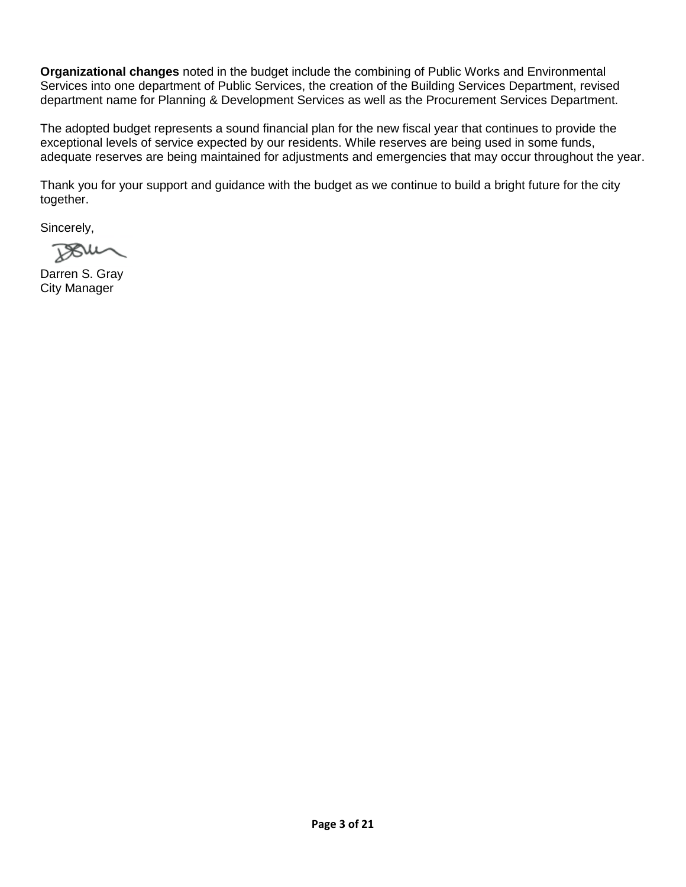**Organizational changes** noted in the budget include the combining of Public Works and Environmental Services into one department of Public Services, the creation of the Building Services Department, revised department name for Planning & Development Services as well as the Procurement Services Department.

The adopted budget represents a sound financial plan for the new fiscal year that continues to provide the exceptional levels of service expected by our residents. While reserves are being used in some funds, adequate reserves are being maintained for adjustments and emergencies that may occur throughout the year.

Thank you for your support and guidance with the budget as we continue to build a bright future for the city together.

Sincerely,

Darren S. Gray
City Manager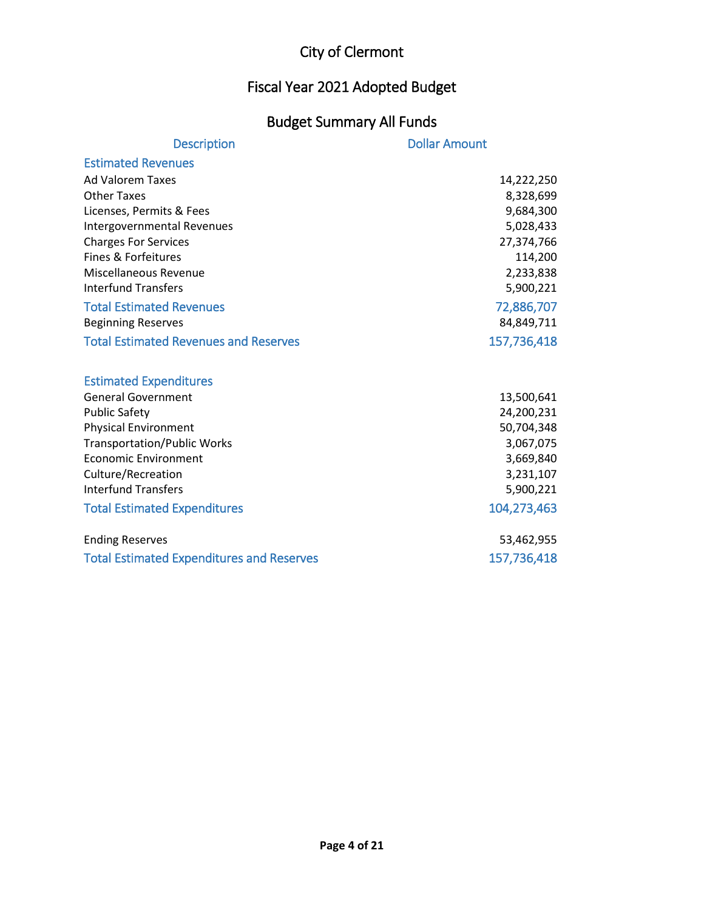# City of Clermont

## Fiscal Year 2021 Adopted Budget

## Budget Summary All Funds

| Description | Dollar Amount |
|---|---|
| **Estimated Revenues** | |
| Ad Valorem Taxes | 14,222,250 |
| Other Taxes | 8,328,699 |
| Licenses, Permits & Fees | 9,684,300 |
| Intergovernmental Revenues | 5,028,433 |
| Charges For Services | 27,374,766 |
| Fines & Forfeitures | 114,200 |
| Miscellaneous Revenue | 2,233,838 |
| Interfund Transfers | 5,900,221 |
| **Total Estimated Revenues** | **72,886,707** |
| Beginning Reserves | 84,849,711 |
| **Total Estimated Revenues and Reserves** | **157,736,418** |
| | |
| **Estimated Expenditures** | |
| General Government | 13,500,641 |
| Public Safety | 24,200,231 |
| Physical Environment | 50,704,348 |
| Transportation/Public Works | 3,067,075 |
| Economic Environment | 3,669,840 |
| Culture/Recreation | 3,231,107 |
| Interfund Transfers | 5,900,221 |
| **Total Estimated Expenditures** | **104,273,463** |
| | |
| Ending Reserves | 53,462,955 |
| **Total Estimated Expenditures and Reserves** | **157,736,418** |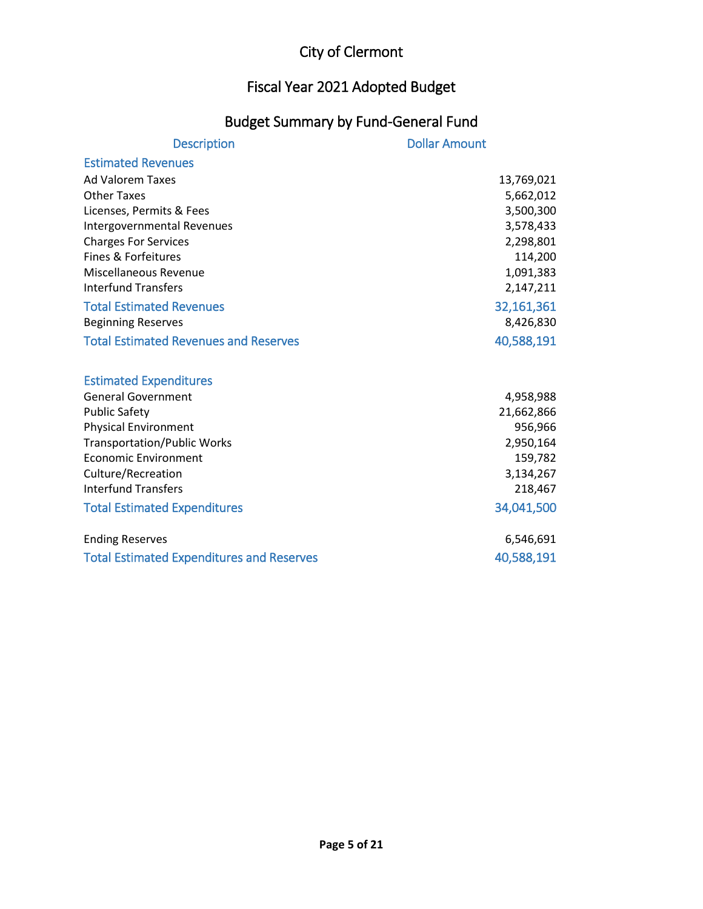# City of Clermont

## Fiscal Year 2021 Adopted Budget

### Budget Summary by Fund-General Fund

| Description | Dollar Amount |
|---|---|
| **Estimated Revenues** | |
| Ad Valorem Taxes | 13,769,021 |
| Other Taxes | 5,662,012 |
| Licenses, Permits & Fees | 3,500,300 |
| Intergovernmental Revenues | 3,578,433 |
| Charges For Services | 2,298,801 |
| Fines & Forfeitures | 114,200 |
| Miscellaneous Revenue | 1,091,383 |
| Interfund Transfers | 2,147,211 |
| **Total Estimated Revenues** | **32,161,361** |
| Beginning Reserves | 8,426,830 |
| **Total Estimated Revenues and Reserves** | **40,588,191** |
| | |
| **Estimated Expenditures** | |
| General Government | 4,958,988 |
| Public Safety | 21,662,866 |
| Physical Environment | 956,966 |
| Transportation/Public Works | 2,950,164 |
| Economic Environment | 159,782 |
| Culture/Recreation | 3,134,267 |
| Interfund Transfers | 218,467 |
| **Total Estimated Expenditures** | **34,041,500** |
| | |
| Ending Reserves | 6,546,691 |
| **Total Estimated Expenditures and Reserves** | **40,588,191** |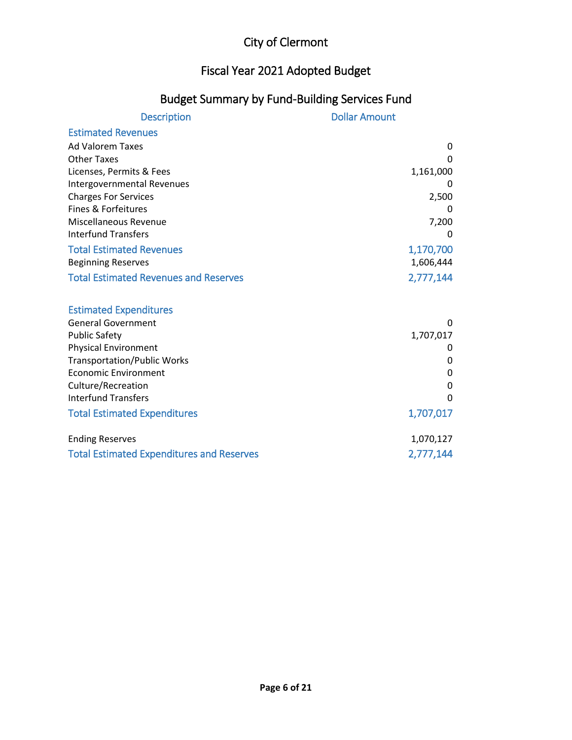# City of Clermont

## Fiscal Year 2021 Adopted Budget

## Budget Summary by Fund-Building Services Fund

| Description | Dollar Amount |
|---|---|
| **Estimated Revenues** | |
| Ad Valorem Taxes | 0 |
| Other Taxes | 0 |
| Licenses, Permits & Fees | 1,161,000 |
| Intergovernmental Revenues | 0 |
| Charges For Services | 2,500 |
| Fines & Forfeitures | 0 |
| Miscellaneous Revenue | 7,200 |
| Interfund Transfers | 0 |
| **Total Estimated Revenues** | **1,170,700** |
| Beginning Reserves | 1,606,444 |
| **Total Estimated Revenues and Reserves** | **2,777,144** |
| | |
| **Estimated Expenditures** | |
| General Government | 0 |
| Public Safety | 1,707,017 |
| Physical Environment | 0 |
| Transportation/Public Works | 0 |
| Economic Environment | 0 |
| Culture/Recreation | 0 |
| Interfund Transfers | 0 |
| **Total Estimated Expenditures** | **1,707,017** |
| | |
| Ending Reserves | 1,070,127 |
| **Total Estimated Expenditures and Reserves** | **2,777,144** |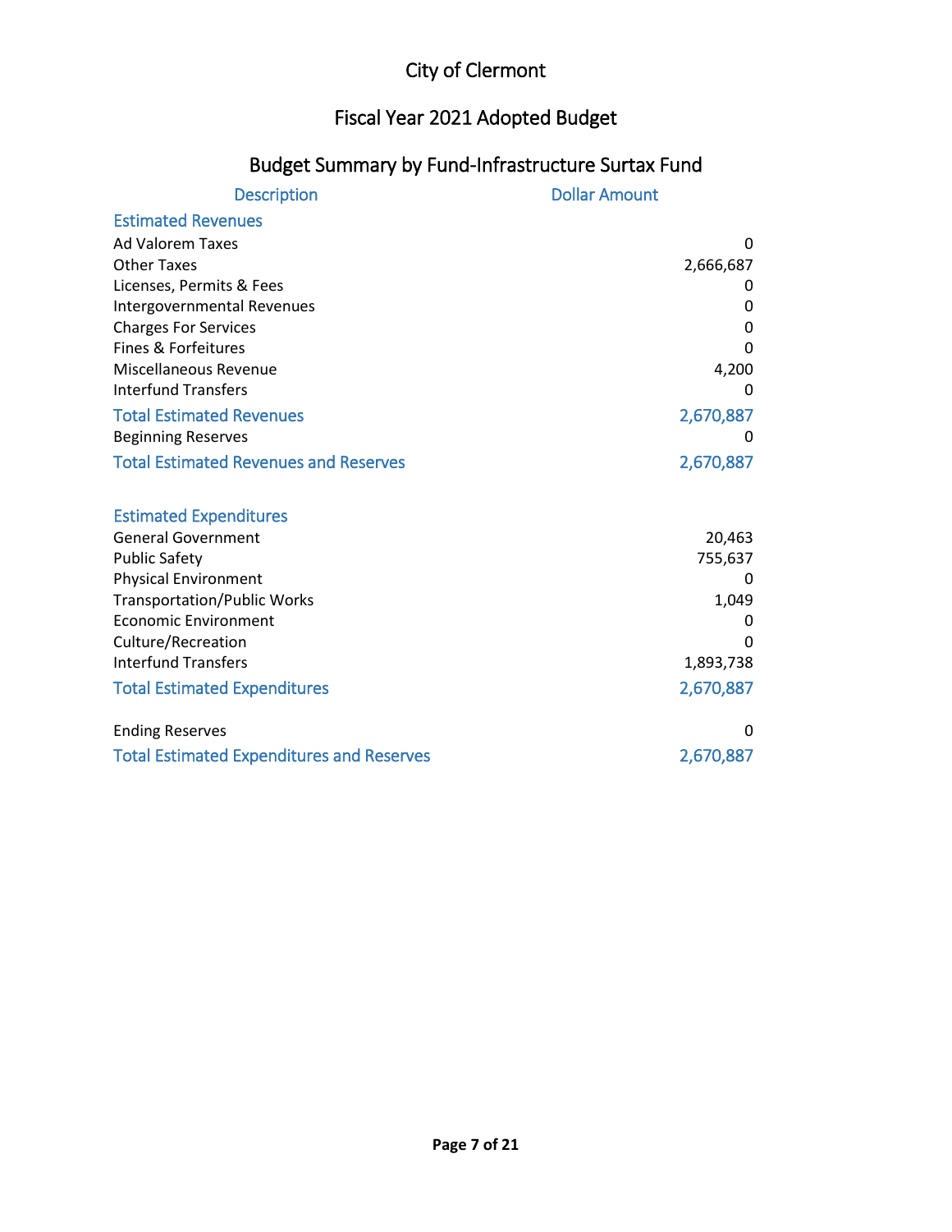# City of Clermont

## Fiscal Year 2021 Adopted Budget

### Budget Summary by Fund-Infrastructure Surtax Fund

| Description | Dollar Amount |
|---|---|
| **Estimated Revenues** | |
| Ad Valorem Taxes | 0 |
| Other Taxes | 2,666,687 |
| Licenses, Permits & Fees | 0 |
| Intergovernmental Revenues | 0 |
| Charges For Services | 0 |
| Fines & Forfeitures | 0 |
| Miscellaneous Revenue | 4,200 |
| Interfund Transfers | 0 |
| **Total Estimated Revenues** | **2,670,887** |
| Beginning Reserves | 0 |
| **Total Estimated Revenues and Reserves** | **2,670,887** |
| | |
| **Estimated Expenditures** | |
| General Government | 20,463 |
| Public Safety | 755,637 |
| Physical Environment | 0 |
| Transportation/Public Works | 1,049 |
| Economic Environment | 0 |
| Culture/Recreation | 0 |
| Interfund Transfers | 1,893,738 |
| **Total Estimated Expenditures** | **2,670,887** |
| | |
| Ending Reserves | 0 |
| **Total Estimated Expenditures and Reserves** | **2,670,887** |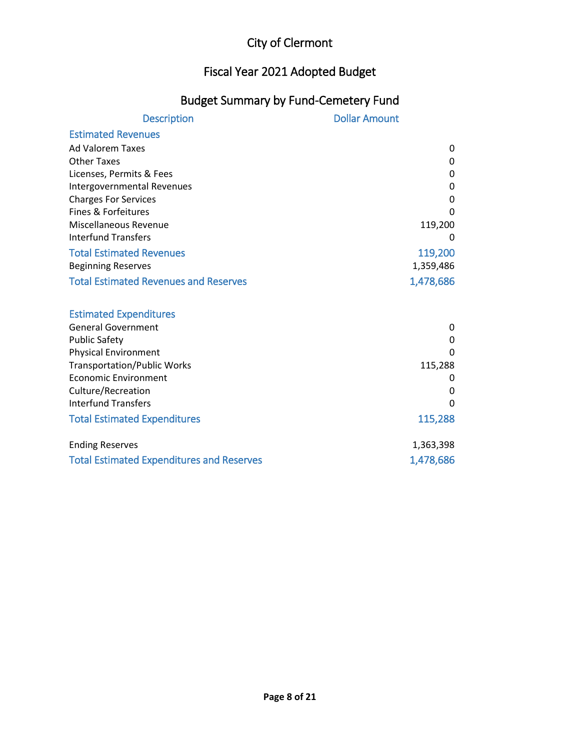# City of Clermont

## Fiscal Year 2021 Adopted Budget

### Budget Summary by Fund-Cemetery Fund

| Description | Dollar Amount |
|---|---|
| **Estimated Revenues** | |
| Ad Valorem Taxes | 0 |
| Other Taxes | 0 |
| Licenses, Permits & Fees | 0 |
| Intergovernmental Revenues | 0 |
| Charges For Services | 0 |
| Fines & Forfeitures | 0 |
| Miscellaneous Revenue | 119,200 |
| Interfund Transfers | 0 |
| **Total Estimated Revenues** | **119,200** |
| Beginning Reserves | 1,359,486 |
| **Total Estimated Revenues and Reserves** | **1,478,686** |
| | |
| **Estimated Expenditures** | |
| General Government | 0 |
| Public Safety | 0 |
| Physical Environment | 0 |
| Transportation/Public Works | 115,288 |
| Economic Environment | 0 |
| Culture/Recreation | 0 |
| Interfund Transfers | 0 |
| **Total Estimated Expenditures** | **115,288** |
| | |
| Ending Reserves | 1,363,398 |
| **Total Estimated Expenditures and Reserves** | **1,478,686** |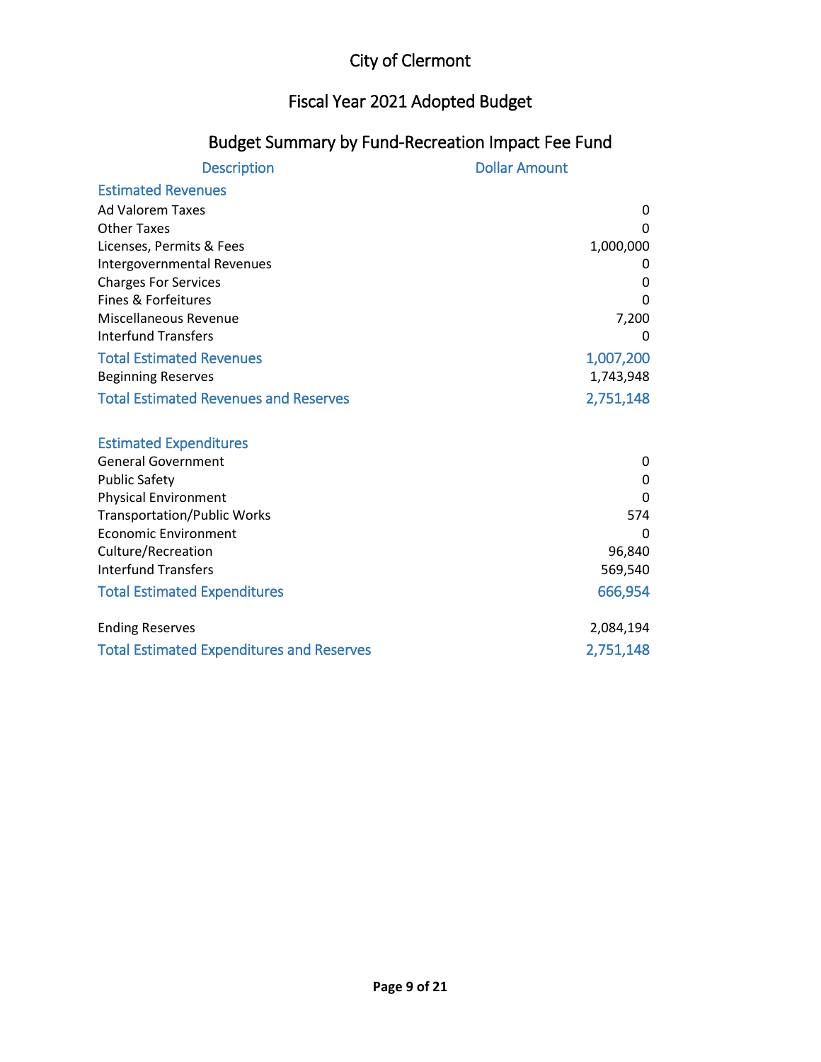# City of Clermont

## Fiscal Year 2021 Adopted Budget

### Budget Summary by Fund-Recreation Impact Fee Fund

| Description | Dollar Amount |
|---|---|
| **Estimated Revenues** | |
| Ad Valorem Taxes | 0 |
| Other Taxes | 0 |
| Licenses, Permits & Fees | 1,000,000 |
| Intergovernmental Revenues | 0 |
| Charges For Services | 0 |
| Fines & Forfeitures | 0 |
| Miscellaneous Revenue | 7,200 |
| Interfund Transfers | 0 |
| **Total Estimated Revenues** | **1,007,200** |
| Beginning Reserves | 1,743,948 |
| **Total Estimated Revenues and Reserves** | **2,751,148** |
| | |
| **Estimated Expenditures** | |
| General Government | 0 |
| Public Safety | 0 |
| Physical Environment | 0 |
| Transportation/Public Works | 574 |
| Economic Environment | 0 |
| Culture/Recreation | 96,840 |
| Interfund Transfers | 569,540 |
| **Total Estimated Expenditures** | **666,954** |
| | |
| Ending Reserves | 2,084,194 |
| **Total Estimated Expenditures and Reserves** | **2,751,148** |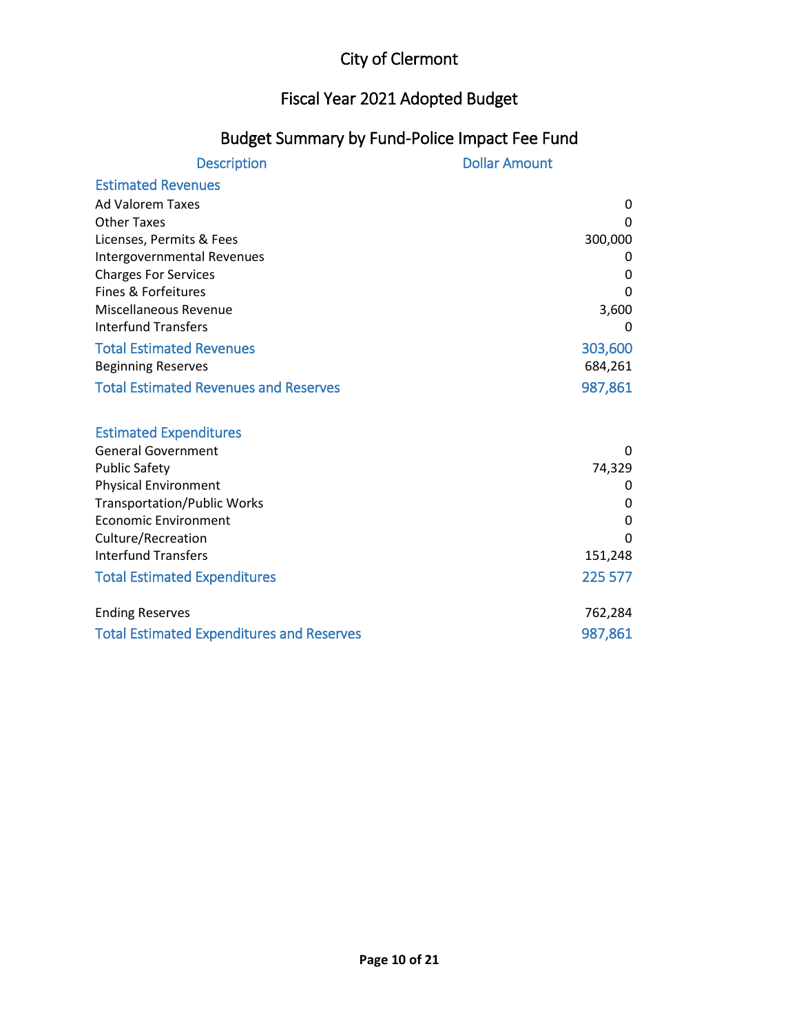# City of Clermont

## Fiscal Year 2021 Adopted Budget

## Budget Summary by Fund-Police Impact Fee Fund

| Description | Dollar Amount |
|---|---|
| **Estimated Revenues** | |
| Ad Valorem Taxes | 0 |
| Other Taxes | 0 |
| Licenses, Permits & Fees | 300,000 |
| Intergovernmental Revenues | 0 |
| Charges For Services | 0 |
| Fines & Forfeitures | 0 |
| Miscellaneous Revenue | 3,600 |
| Interfund Transfers | 0 |
| **Total Estimated Revenues** | **303,600** |
| Beginning Reserves | 684,261 |
| **Total Estimated Revenues and Reserves** | **987,861** |
| | |
| **Estimated Expenditures** | |
| General Government | 0 |
| Public Safety | 74,329 |
| Physical Environment | 0 |
| Transportation/Public Works | 0 |
| Economic Environment | 0 |
| Culture/Recreation | 0 |
| Interfund Transfers | 151,248 |
| **Total Estimated Expenditures** | **225 577** |
| | |
| Ending Reserves | 762,284 |
| **Total Estimated Expenditures and Reserves** | **987,861** |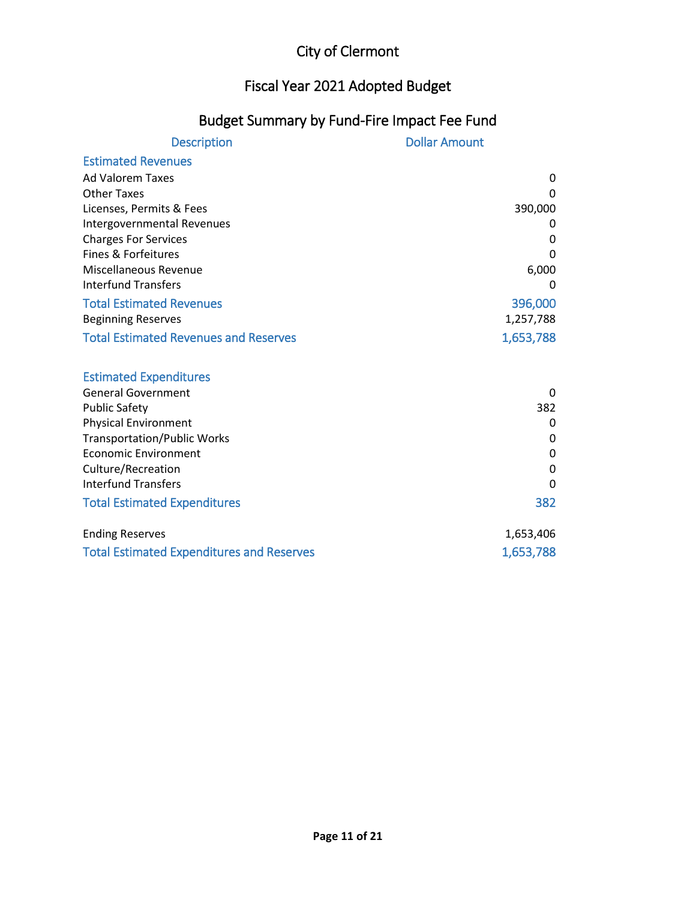# City of Clermont

## Fiscal Year 2021 Adopted Budget

### Budget Summary by Fund-Fire Impact Fee Fund

| Description | Dollar Amount |
|---|---|
| **Estimated Revenues** | |
| Ad Valorem Taxes | 0 |
| Other Taxes | 0 |
| Licenses, Permits & Fees | 390,000 |
| Intergovernmental Revenues | 0 |
| Charges For Services | 0 |
| Fines & Forfeitures | 0 |
| Miscellaneous Revenue | 6,000 |
| Interfund Transfers | 0 |
| **Total Estimated Revenues** | **396,000** |
| Beginning Reserves | 1,257,788 |
| **Total Estimated Revenues and Reserves** | **1,653,788** |
| | |
| **Estimated Expenditures** | |
| General Government | 0 |
| Public Safety | 382 |
| Physical Environment | 0 |
| Transportation/Public Works | 0 |
| Economic Environment | 0 |
| Culture/Recreation | 0 |
| Interfund Transfers | 0 |
| **Total Estimated Expenditures** | **382** |
| | |
| Ending Reserves | 1,653,406 |
| **Total Estimated Expenditures and Reserves** | **1,653,788** |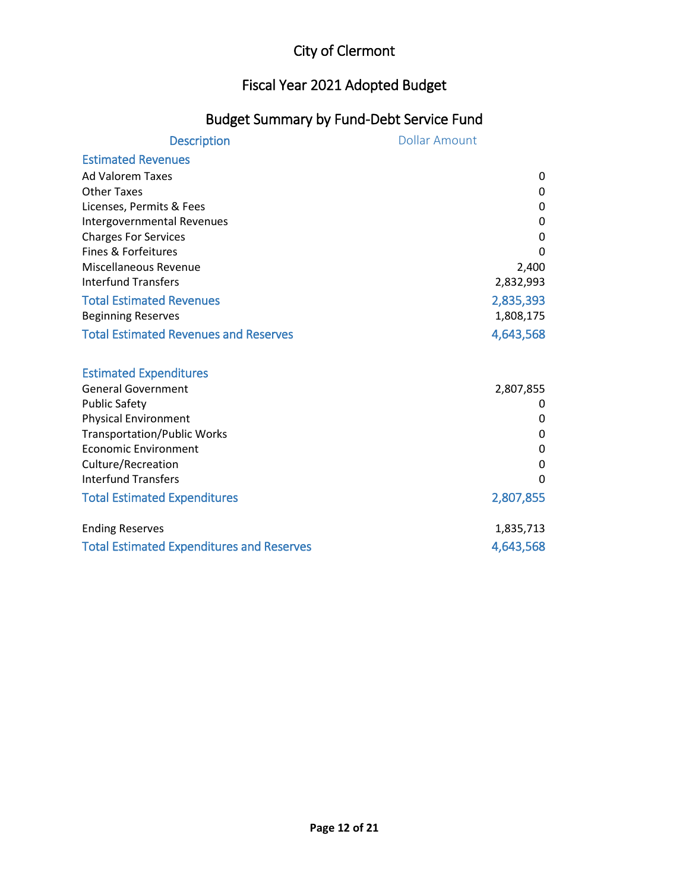# City of Clermont

## Fiscal Year 2021 Adopted Budget

### Budget Summary by Fund-Debt Service Fund

| Description | Dollar Amount |
|---|---:|
| **Estimated Revenues** | |
| Ad Valorem Taxes | 0 |
| Other Taxes | 0 |
| Licenses, Permits & Fees | 0 |
| Intergovernmental Revenues | 0 |
| Charges For Services | 0 |
| Fines & Forfeitures | 0 |
| Miscellaneous Revenue | 2,400 |
| Interfund Transfers | 2,832,993 |
| **Total Estimated Revenues** | **2,835,393** |
| Beginning Reserves | 1,808,175 |
| **Total Estimated Revenues and Reserves** | **4,643,568** |
| | |
| **Estimated Expenditures** | |
| General Government | 2,807,855 |
| Public Safety | 0 |
| Physical Environment | 0 |
| Transportation/Public Works | 0 |
| Economic Environment | 0 |
| Culture/Recreation | 0 |
| Interfund Transfers | 0 |
| **Total Estimated Expenditures** | **2,807,855** |
| | |
| Ending Reserves | 1,835,713 |
| **Total Estimated Expenditures and Reserves** | **4,643,568** |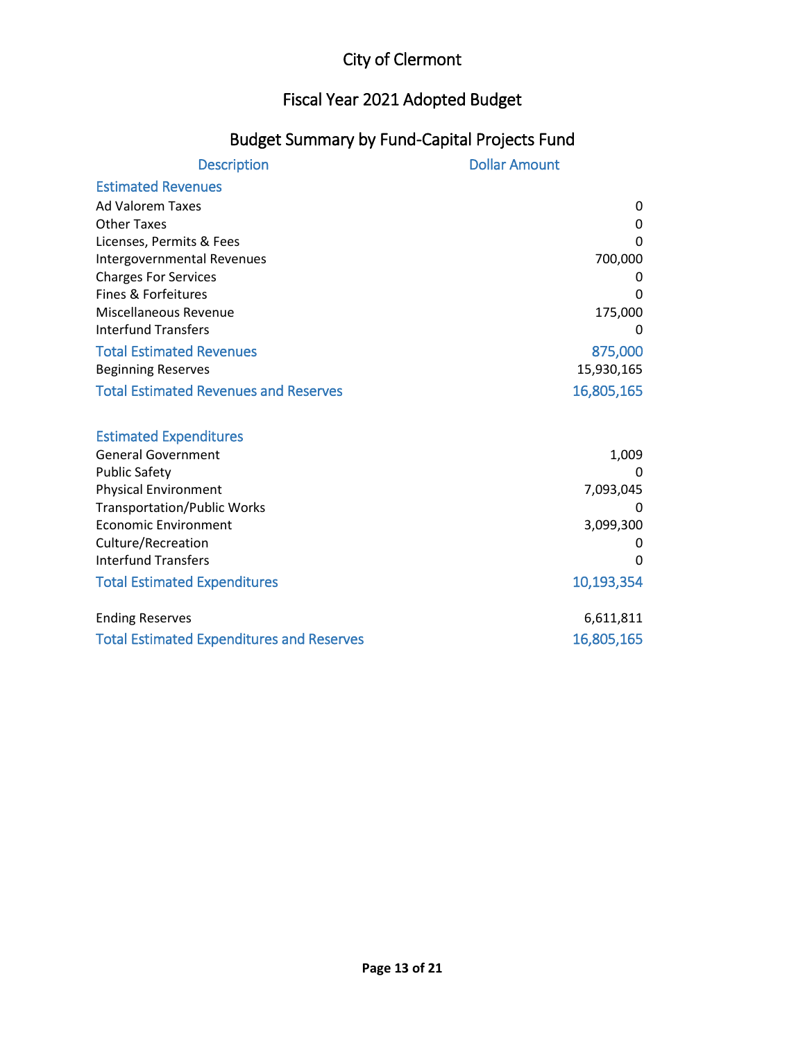# City of Clermont

## Fiscal Year 2021 Adopted Budget

## Budget Summary by Fund-Capital Projects Fund

| Description | Dollar Amount |
|---|---|
| **Estimated Revenues** | |
| Ad Valorem Taxes | 0 |
| Other Taxes | 0 |
| Licenses, Permits & Fees | 0 |
| Intergovernmental Revenues | 700,000 |
| Charges For Services | 0 |
| Fines & Forfeitures | 0 |
| Miscellaneous Revenue | 175,000 |
| Interfund Transfers | 0 |
| **Total Estimated Revenues** | **875,000** |
| Beginning Reserves | 15,930,165 |
| **Total Estimated Revenues and Reserves** | **16,805,165** |
| | |
| **Estimated Expenditures** | |
| General Government | 1,009 |
| Public Safety | 0 |
| Physical Environment | 7,093,045 |
| Transportation/Public Works | 0 |
| Economic Environment | 3,099,300 |
| Culture/Recreation | 0 |
| Interfund Transfers | 0 |
| **Total Estimated Expenditures** | **10,193,354** |
| | |
| Ending Reserves | 6,611,811 |
| **Total Estimated Expenditures and Reserves** | **16,805,165** |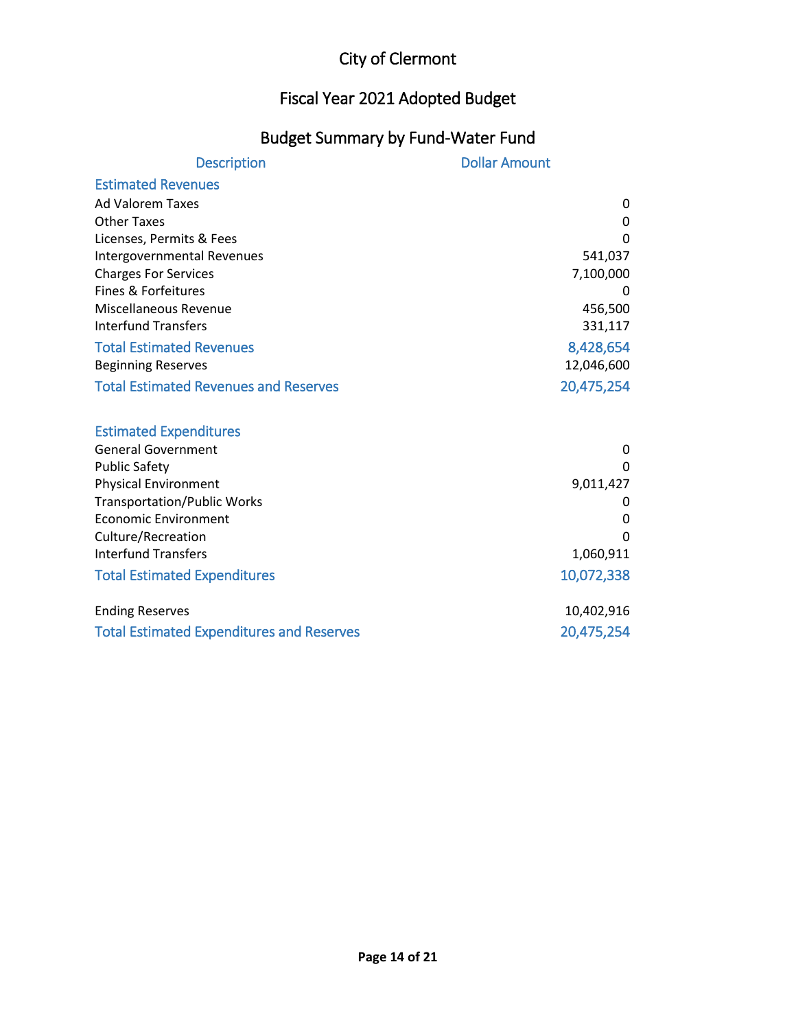# City of Clermont

## Fiscal Year 2021 Adopted Budget

## Budget Summary by Fund-Water Fund

| Description | Dollar Amount |
|---|---|
| **Estimated Revenues** | |
| Ad Valorem Taxes | 0 |
| Other Taxes | 0 |
| Licenses, Permits & Fees | 0 |
| Intergovernmental Revenues | 541,037 |
| Charges For Services | 7,100,000 |
| Fines & Forfeitures | 0 |
| Miscellaneous Revenue | 456,500 |
| Interfund Transfers | 331,117 |
| **Total Estimated Revenues** | **8,428,654** |
| Beginning Reserves | 12,046,600 |
| **Total Estimated Revenues and Reserves** | **20,475,254** |
| | |
| **Estimated Expenditures** | |
| General Government | 0 |
| Public Safety | 0 |
| Physical Environment | 9,011,427 |
| Transportation/Public Works | 0 |
| Economic Environment | 0 |
| Culture/Recreation | 0 |
| Interfund Transfers | 1,060,911 |
| **Total Estimated Expenditures** | **10,072,338** |
| | |
| Ending Reserves | 10,402,916 |
| **Total Estimated Expenditures and Reserves** | **20,475,254** |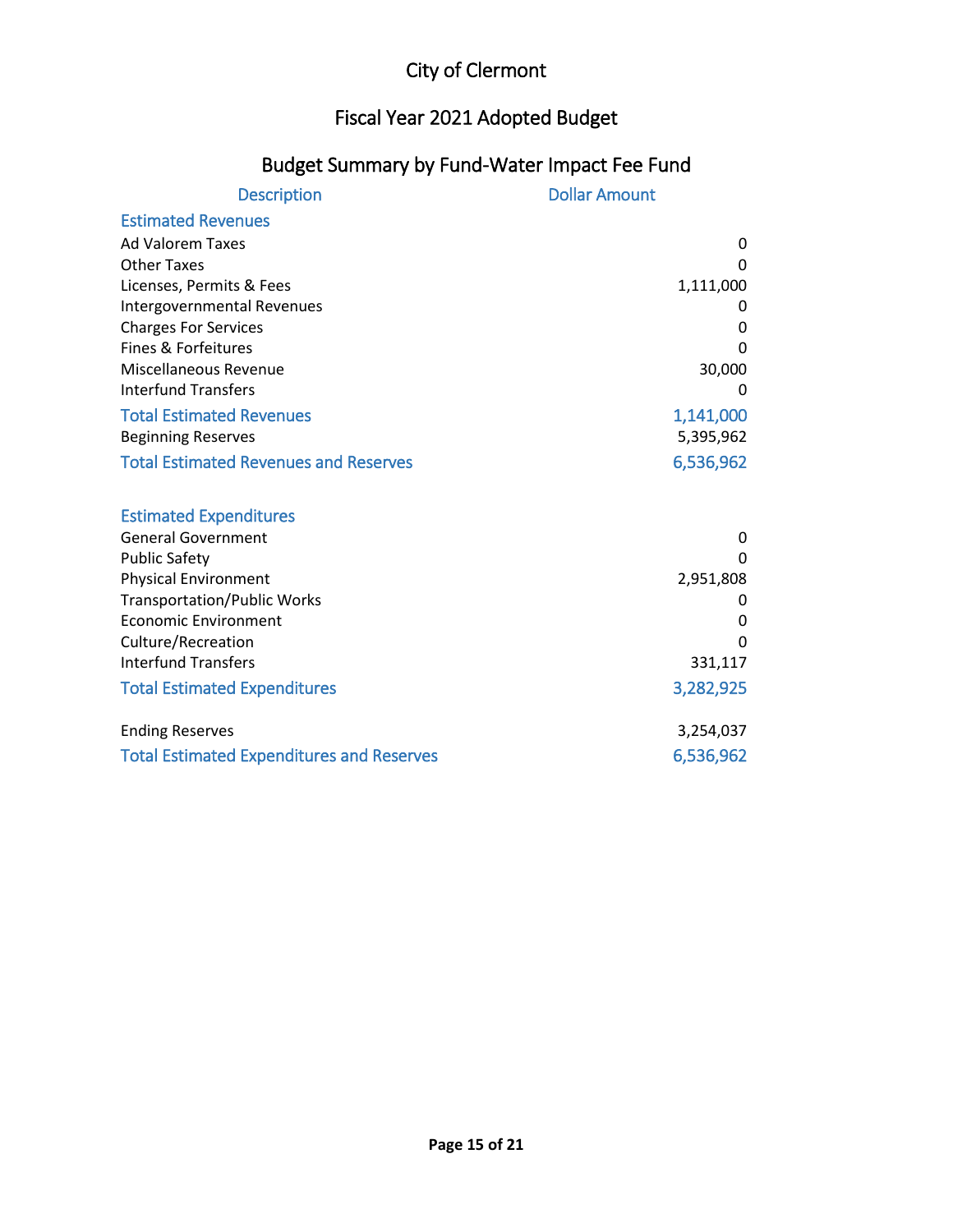# City of Clermont

## Fiscal Year 2021 Adopted Budget

### Budget Summary by Fund-Water Impact Fee Fund

| Description | Dollar Amount |
|---|---:|
| **Estimated Revenues** | |
| Ad Valorem Taxes | 0 |
| Other Taxes | 0 |
| Licenses, Permits & Fees | 1,111,000 |
| Intergovernmental Revenues | 0 |
| Charges For Services | 0 |
| Fines & Forfeitures | 0 |
| Miscellaneous Revenue | 30,000 |
| Interfund Transfers | 0 |
| **Total Estimated Revenues** | **1,141,000** |
| Beginning Reserves | 5,395,962 |
| **Total Estimated Revenues and Reserves** | **6,536,962** |
| | |
| **Estimated Expenditures** | |
| General Government | 0 |
| Public Safety | 0 |
| Physical Environment | 2,951,808 |
| Transportation/Public Works | 0 |
| Economic Environment | 0 |
| Culture/Recreation | 0 |
| Interfund Transfers | 331,117 |
| **Total Estimated Expenditures** | **3,282,925** |
| | |
| Ending Reserves | 3,254,037 |
| **Total Estimated Expenditures and Reserves** | **6,536,962** |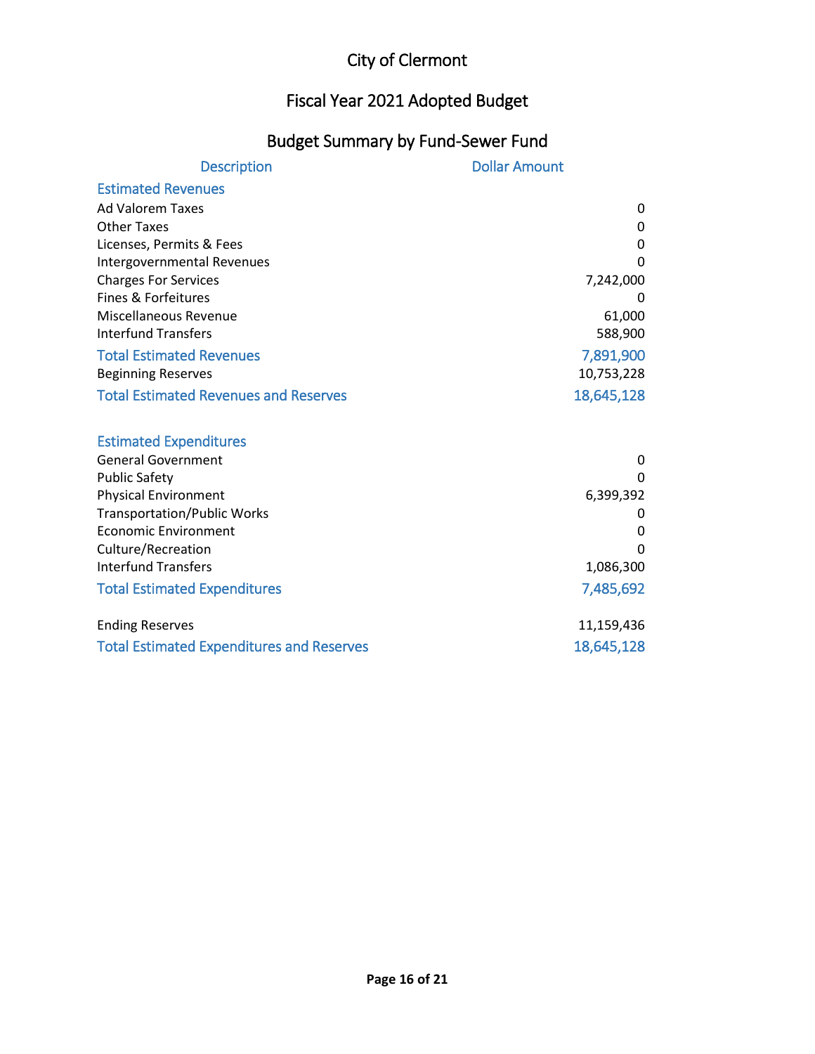# City of Clermont

## Fiscal Year 2021 Adopted Budget

## Budget Summary by Fund-Sewer Fund

| Description | Dollar Amount |
|---|---|
| **Estimated Revenues** | |
| Ad Valorem Taxes | 0 |
| Other Taxes | 0 |
| Licenses, Permits & Fees | 0 |
| Intergovernmental Revenues | 0 |
| Charges For Services | 7,242,000 |
| Fines & Forfeitures | 0 |
| Miscellaneous Revenue | 61,000 |
| Interfund Transfers | 588,900 |
| **Total Estimated Revenues** | **7,891,900** |
| Beginning Reserves | 10,753,228 |
| **Total Estimated Revenues and Reserves** | **18,645,128** |
| | |
| **Estimated Expenditures** | |
| General Government | 0 |
| Public Safety | 0 |
| Physical Environment | 6,399,392 |
| Transportation/Public Works | 0 |
| Economic Environment | 0 |
| Culture/Recreation | 0 |
| Interfund Transfers | 1,086,300 |
| **Total Estimated Expenditures** | **7,485,692** |
| | |
| Ending Reserves | 11,159,436 |
| **Total Estimated Expenditures and Reserves** | **18,645,128** |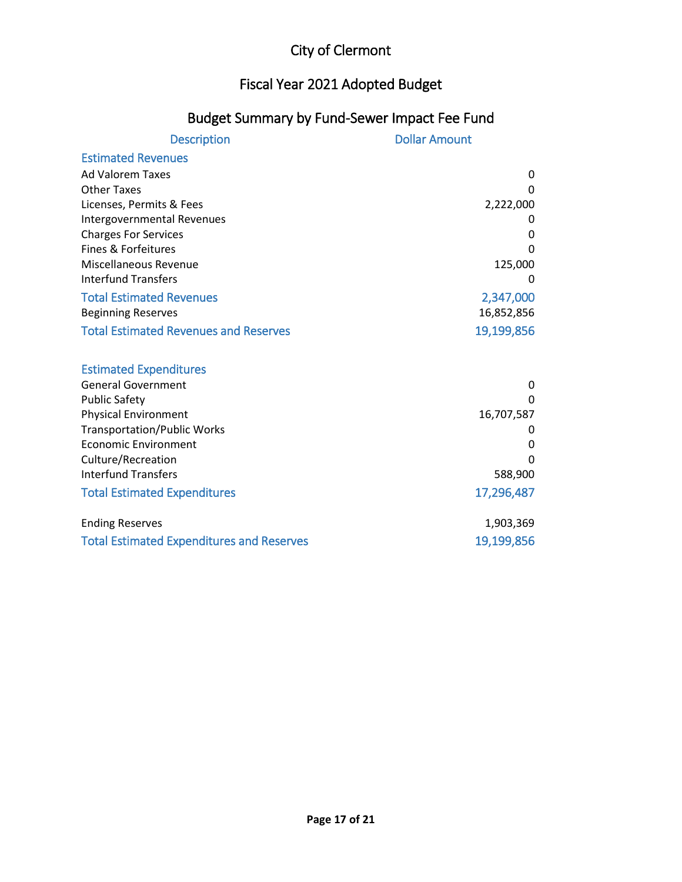# City of Clermont

## Fiscal Year 2021 Adopted Budget

### Budget Summary by Fund-Sewer Impact Fee Fund

| Description | Dollar Amount |
|---|---|
| **Estimated Revenues** | |
| Ad Valorem Taxes | 0 |
| Other Taxes | 0 |
| Licenses, Permits & Fees | 2,222,000 |
| Intergovernmental Revenues | 0 |
| Charges For Services | 0 |
| Fines & Forfeitures | 0 |
| Miscellaneous Revenue | 125,000 |
| Interfund Transfers | 0 |
| **Total Estimated Revenues** | **2,347,000** |
| Beginning Reserves | 16,852,856 |
| **Total Estimated Revenues and Reserves** | **19,199,856** |
| | |
| **Estimated Expenditures** | |
| General Government | 0 |
| Public Safety | 0 |
| Physical Environment | 16,707,587 |
| Transportation/Public Works | 0 |
| Economic Environment | 0 |
| Culture/Recreation | 0 |
| Interfund Transfers | 588,900 |
| **Total Estimated Expenditures** | **17,296,487** |
| | |
| Ending Reserves | 1,903,369 |
| **Total Estimated Expenditures and Reserves** | **19,199,856** |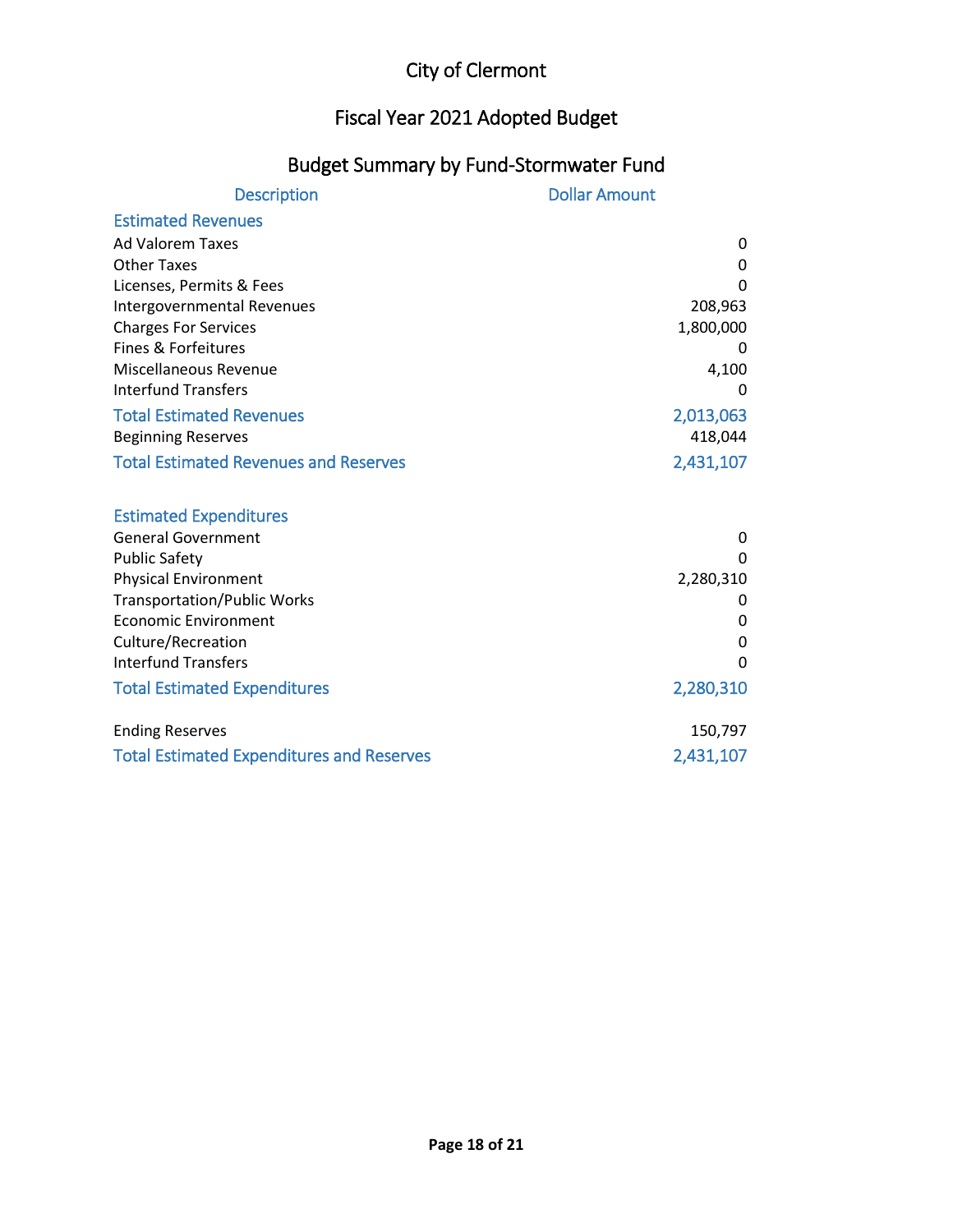# City of Clermont

## Fiscal Year 2021 Adopted Budget

### Budget Summary by Fund-Stormwater Fund

| Description | Dollar Amount |
| --- | --- |
| **Estimated Revenues** | |
| Ad Valorem Taxes | 0 |
| Other Taxes | 0 |
| Licenses, Permits & Fees | 0 |
| Intergovernmental Revenues | 208,963 |
| Charges For Services | 1,800,000 |
| Fines & Forfeitures | 0 |
| Miscellaneous Revenue | 4,100 |
| Interfund Transfers | 0 |
| **Total Estimated Revenues** | **2,013,063** |
| Beginning Reserves | 418,044 |
| **Total Estimated Revenues and Reserves** | **2,431,107** |
| | |
| **Estimated Expenditures** | |
| General Government | 0 |
| Public Safety | 0 |
| Physical Environment | 2,280,310 |
| Transportation/Public Works | 0 |
| Economic Environment | 0 |
| Culture/Recreation | 0 |
| Interfund Transfers | 0 |
| **Total Estimated Expenditures** | **2,280,310** |
| | |
| Ending Reserves | 150,797 |
| **Total Estimated Expenditures and Reserves** | **2,431,107** |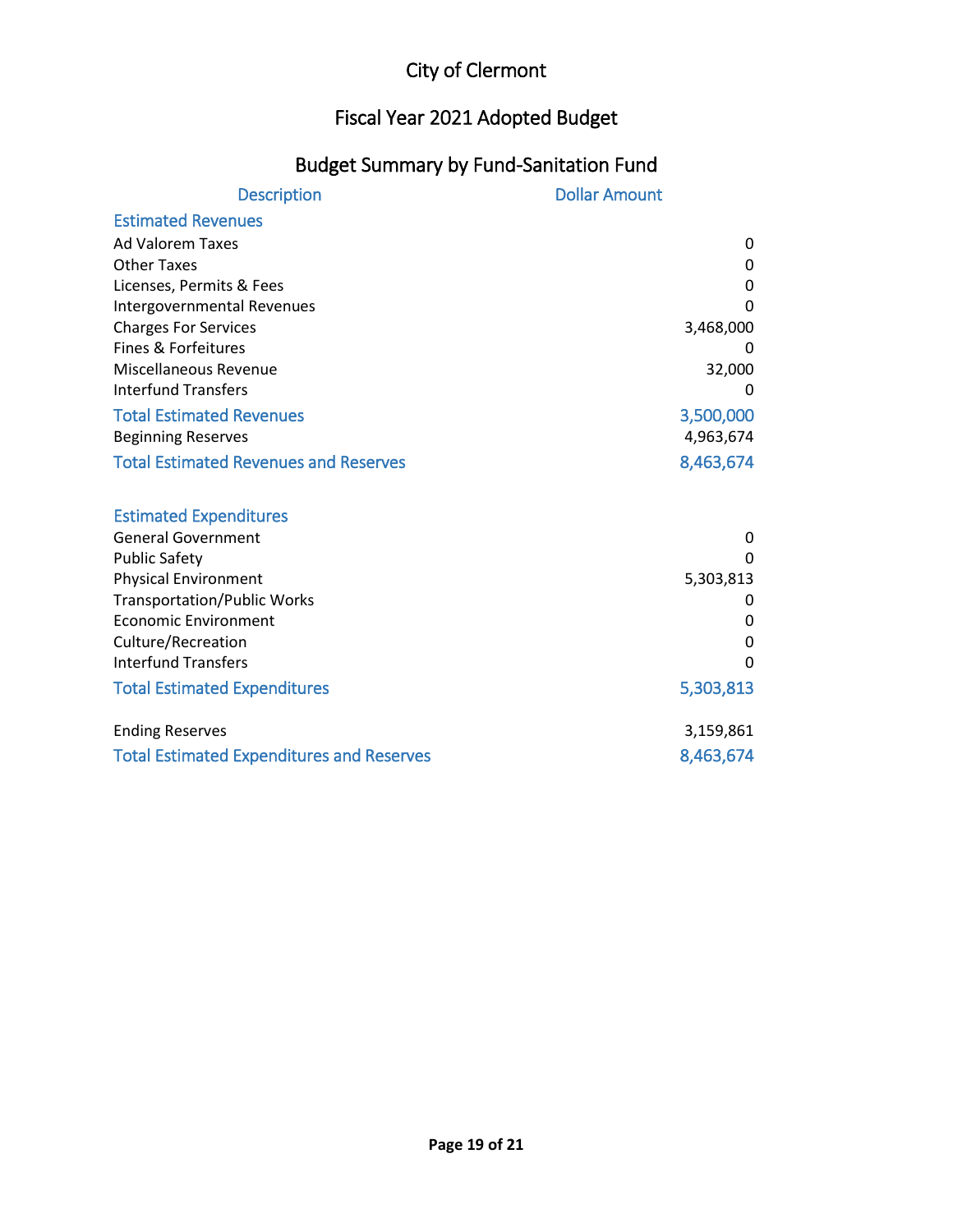# City of Clermont

## Fiscal Year 2021 Adopted Budget

## Budget Summary by Fund-Sanitation Fund

| Description | Dollar Amount |
|---|---|
| **Estimated Revenues** | |
| Ad Valorem Taxes | 0 |
| Other Taxes | 0 |
| Licenses, Permits & Fees | 0 |
| Intergovernmental Revenues | 0 |
| Charges For Services | 3,468,000 |
| Fines & Forfeitures | 0 |
| Miscellaneous Revenue | 32,000 |
| Interfund Transfers | 0 |
| **Total Estimated Revenues** | **3,500,000** |
| Beginning Reserves | 4,963,674 |
| **Total Estimated Revenues and Reserves** | **8,463,674** |
| | |
| **Estimated Expenditures** | |
| General Government | 0 |
| Public Safety | 0 |
| Physical Environment | 5,303,813 |
| Transportation/Public Works | 0 |
| Economic Environment | 0 |
| Culture/Recreation | 0 |
| Interfund Transfers | 0 |
| **Total Estimated Expenditures** | **5,303,813** |
| | |
| Ending Reserves | 3,159,861 |
| **Total Estimated Expenditures and Reserves** | **8,463,674** |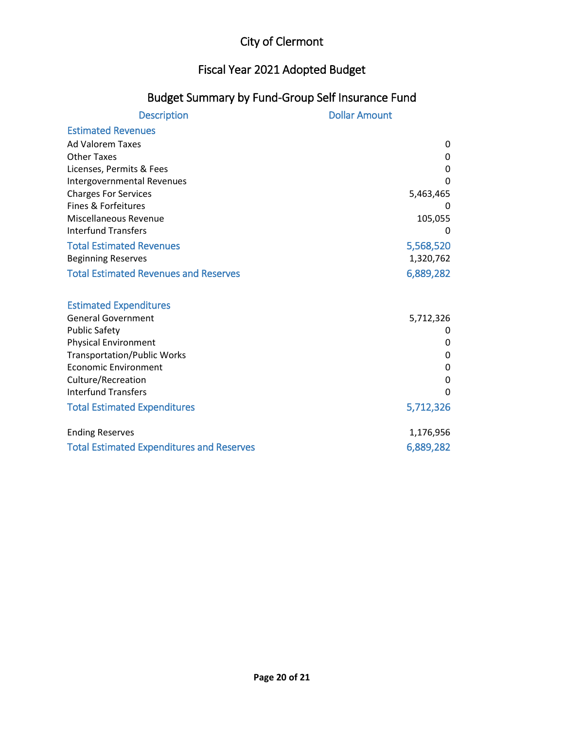# City of Clermont

## Fiscal Year 2021 Adopted Budget

## Budget Summary by Fund-Group Self Insurance Fund

| Description | Dollar Amount |
|---|---|
| **Estimated Revenues** | |
| Ad Valorem Taxes | 0 |
| Other Taxes | 0 |
| Licenses, Permits & Fees | 0 |
| Intergovernmental Revenues | 0 |
| Charges For Services | 5,463,465 |
| Fines & Forfeitures | 0 |
| Miscellaneous Revenue | 105,055 |
| Interfund Transfers | 0 |
| **Total Estimated Revenues** | **5,568,520** |
| Beginning Reserves | 1,320,762 |
| **Total Estimated Revenues and Reserves** | **6,889,282** |
| | |
| **Estimated Expenditures** | |
| General Government | 5,712,326 |
| Public Safety | 0 |
| Physical Environment | 0 |
| Transportation/Public Works | 0 |
| Economic Environment | 0 |
| Culture/Recreation | 0 |
| Interfund Transfers | 0 |
| **Total Estimated Expenditures** | **5,712,326** |
| | |
| Ending Reserves | 1,176,956 |
| **Total Estimated Expenditures and Reserves** | **6,889,282** |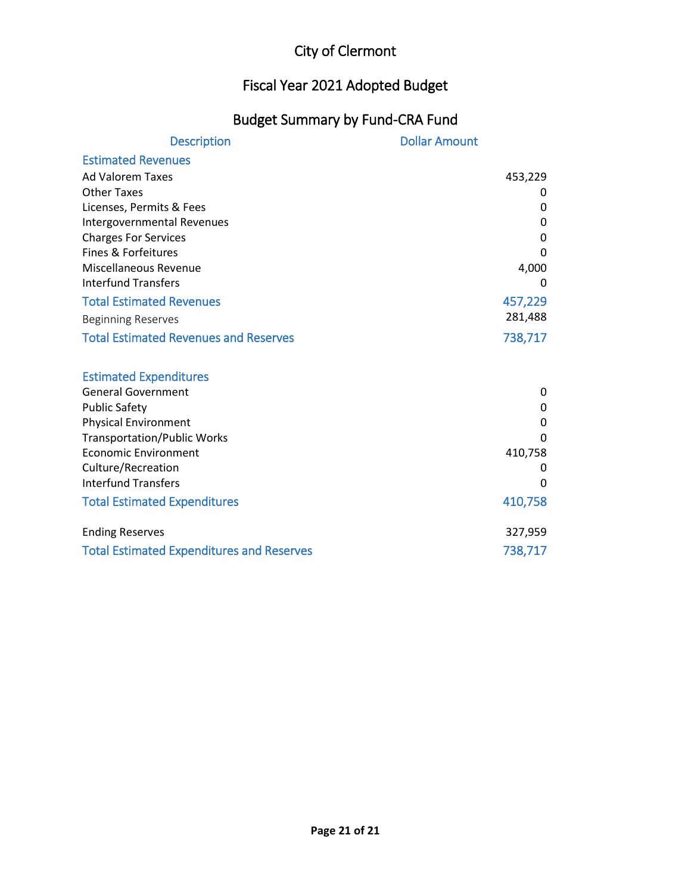# City of Clermont

## Fiscal Year 2021 Adopted Budget

## Budget Summary by Fund-CRA Fund

| Description | Dollar Amount |
|---|---|
| **Estimated Revenues** | |
| Ad Valorem Taxes | 453,229 |
| Other Taxes | 0 |
| Licenses, Permits & Fees | 0 |
| Intergovernmental Revenues | 0 |
| Charges For Services | 0 |
| Fines & Forfeitures | 0 |
| Miscellaneous Revenue | 4,000 |
| Interfund Transfers | 0 |
| **Total Estimated Revenues** | **457,229** |
| Beginning Reserves | 281,488 |
| **Total Estimated Revenues and Reserves** | **738,717** |
| | |
| **Estimated Expenditures** | |
| General Government | 0 |
| Public Safety | 0 |
| Physical Environment | 0 |
| Transportation/Public Works | 0 |
| Economic Environment | 410,758 |
| Culture/Recreation | 0 |
| Interfund Transfers | 0 |
| **Total Estimated Expenditures** | **410,758** |
| | |
| Ending Reserves | 327,959 |
| **Total Estimated Expenditures and Reserves** | **738,717** |